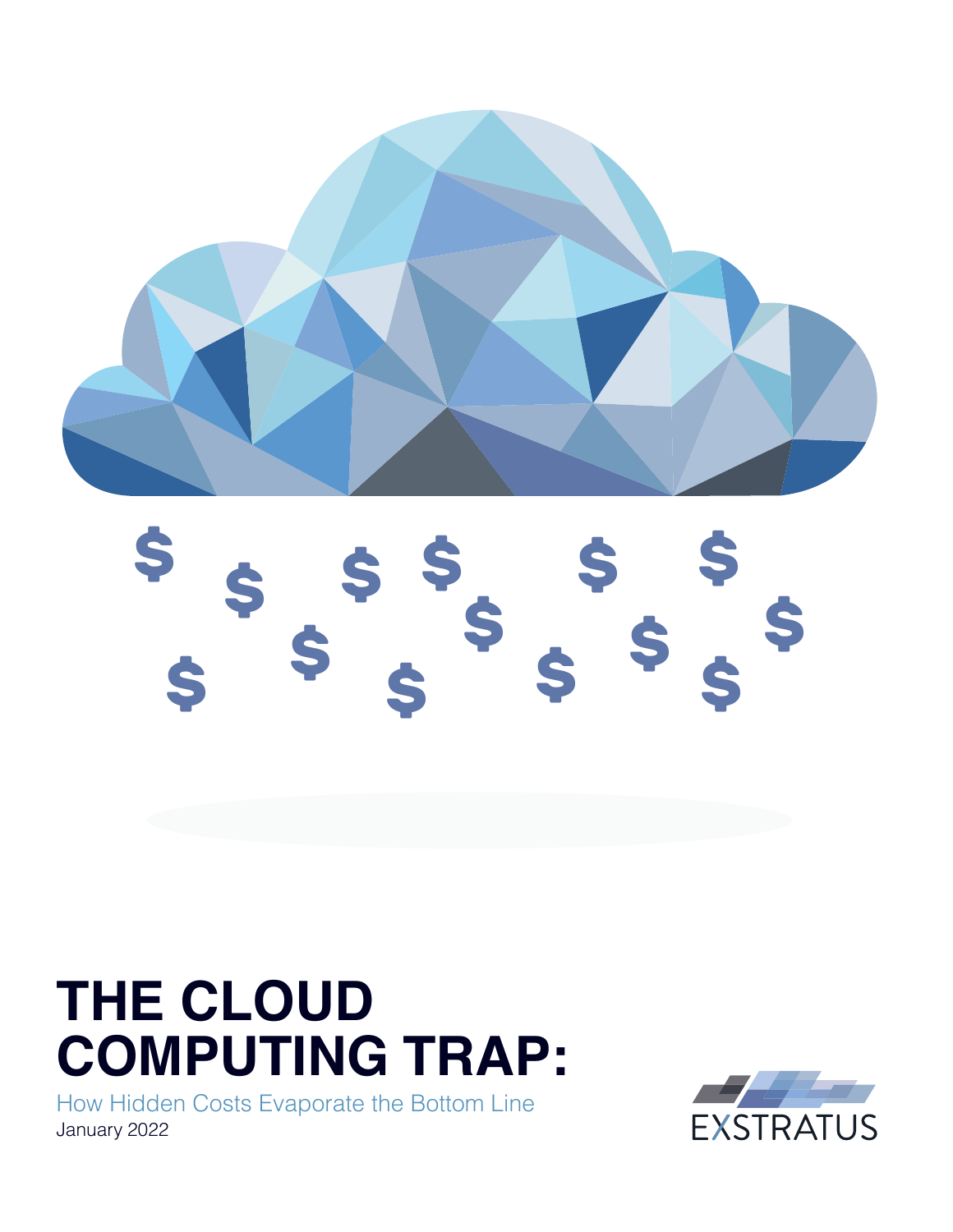# THE CLOUD COMPUTING TRAP:

How Hidden Costs Evaporate the Bottom Line

January 2022

EXSTRATUS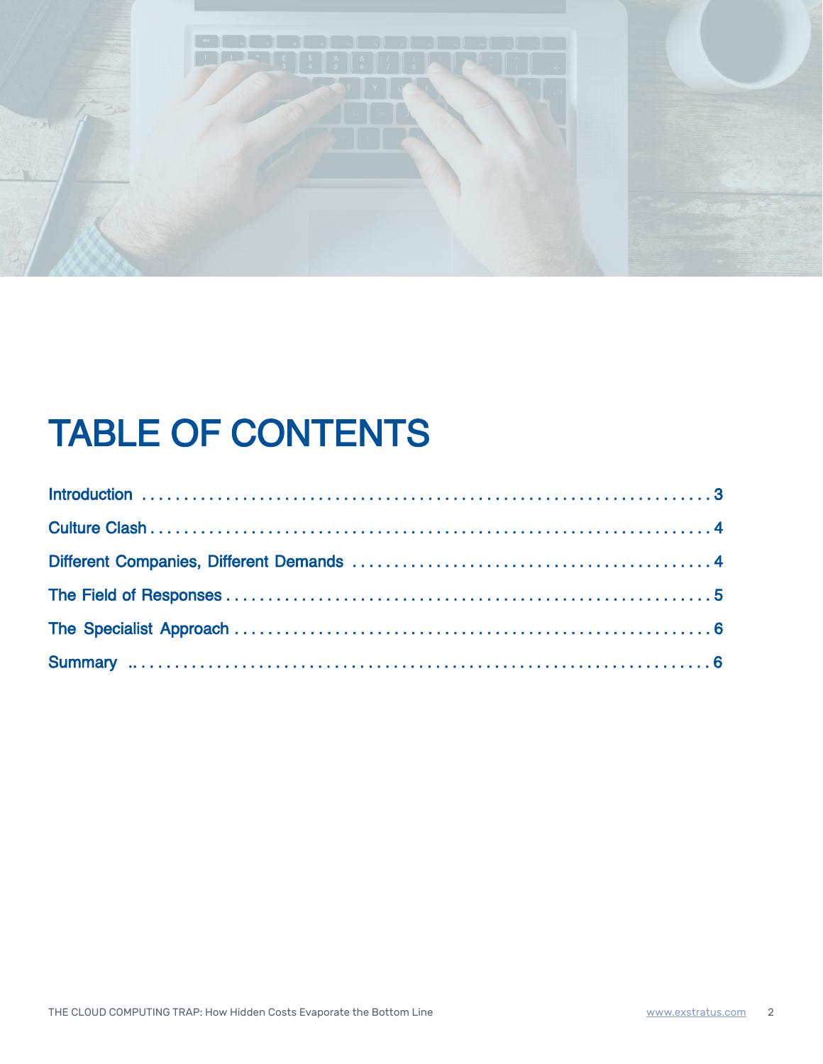# TABLE OF CONTENTS

Introduction . . . . . . . . . . . . . . . . . . . . . . . . . . . . . . . . . . . . . . . . . . . . . . . . . . . . . . . . . . . . . . . 3

Culture Clash . . . . . . . . . . . . . . . . . . . . . . . . . . . . . . . . . . . . . . . . . . . . . . . . . . . . . . . . . . . . . . . 4

Different Companies, Different Demands . . . . . . . . . . . . . . . . . . . . . . . . . . . . . . . . . . . . . . . . . . 4

The Field of Responses . . . . . . . . . . . . . . . . . . . . . . . . . . . . . . . . . . . . . . . . . . . . . . . . . . . . . . . 5

The Specialist Approach . . . . . . . . . . . . . . . . . . . . . . . . . . . . . . . . . . . . . . . . . . . . . . . . . . . . . . 6

Summary . . . . . . . . . . . . . . . . . . . . . . . . . . . . . . . . . . . . . . . . . . . . . . . . . . . . . . . . . . . . . . . . . . 6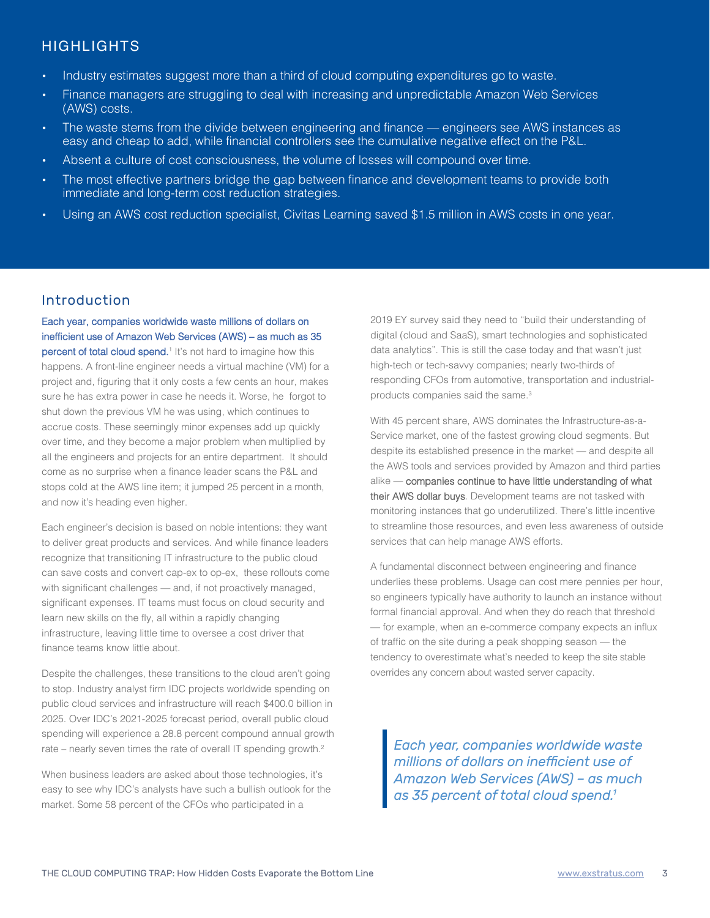## HIGHLIGHTS

- Industry estimates suggest more than a third of cloud computing expenditures go to waste.
- Finance managers are struggling to deal with increasing and unpredictable Amazon Web Services (AWS) costs.
- The waste stems from the divide between engineering and finance — engineers see AWS instances as easy and cheap to add, while financial controllers see the cumulative negative effect on the P&L.
- Absent a culture of cost consciousness, the volume of losses will compound over time.
- The most effective partners bridge the gap between finance and development teams to provide both immediate and long-term cost reduction strategies.
- Using an AWS cost reduction specialist, Civitas Learning saved $1.5 million in AWS costs in one year.

## Introduction

**Each year, companies worldwide waste millions of dollars on inefficient use of Amazon Web Services (AWS) – as much as 35 percent of total cloud spend.**[1] It's not hard to imagine how this happens. A front-line engineer needs a virtual machine (VM) for a project and, figuring that it only costs a few cents an hour, makes sure he has extra power in case he needs it. Worse, he forgot to shut down the previous VM he was using, which continues to accrue costs. These seemingly minor expenses add up quickly over time, and they become a major problem when multiplied by all the engineers and projects for an entire department. It should come as no surprise when a finance leader scans the P&L and stops cold at the AWS line item; it jumped 25 percent in a month, and now it's heading even higher.

Each engineer's decision is based on noble intentions: they want to deliver great products and services. And while finance leaders recognize that transitioning IT infrastructure to the public cloud can save costs and convert cap-ex to op-ex, these rollouts come with significant challenges — and, if not proactively managed, significant expenses. IT teams must focus on cloud security and learn new skills on the fly, all within a rapidly changing infrastructure, leaving little time to oversee a cost driver that finance teams know little about.

Despite the challenges, these transitions to the cloud aren't going to stop. Industry analyst firm IDC projects worldwide spending on public cloud services and infrastructure will reach $400.0 billion in 2025. Over IDC's 2021-2025 forecast period, overall public cloud spending will experience a 28.8 percent compound annual growth rate – nearly seven times the rate of overall IT spending growth.[2]

When business leaders are asked about those technologies, it's easy to see why IDC's analysts have such a bullish outlook for the market. Some 58 percent of the CFOs who participated in a 2019 EY survey said they need to "build their understanding of digital (cloud and SaaS), smart technologies and sophisticated data analytics". This is still the case today and that wasn't just high-tech or tech-savvy companies; nearly two-thirds of responding CFOs from automotive, transportation and industrial-products companies said the same.[3]

With 45 percent share, AWS dominates the Infrastructure-as-a-Service market, one of the fastest growing cloud segments. But despite its established presence in the market — and despite all the AWS tools and services provided by Amazon and third parties alike — **companies continue to have little understanding of what their AWS dollar buys**. Development teams are not tasked with monitoring instances that go underutilized. There's little incentive to streamline those resources, and even less awareness of outside services that can help manage AWS efforts.

A fundamental disconnect between engineering and finance underlies these problems. Usage can cost mere pennies per hour, so engineers typically have authority to launch an instance without formal financial approval. And when they do reach that threshold — for example, when an e-commerce company expects an influx of traffic on the site during a peak shopping season — the tendency to overestimate what's needed to keep the site stable overrides any concern about wasted server capacity.

> *Each year, companies worldwide waste millions of dollars on inefficient use of Amazon Web Services (AWS) – as much as 35 percent of total cloud spend.[1]*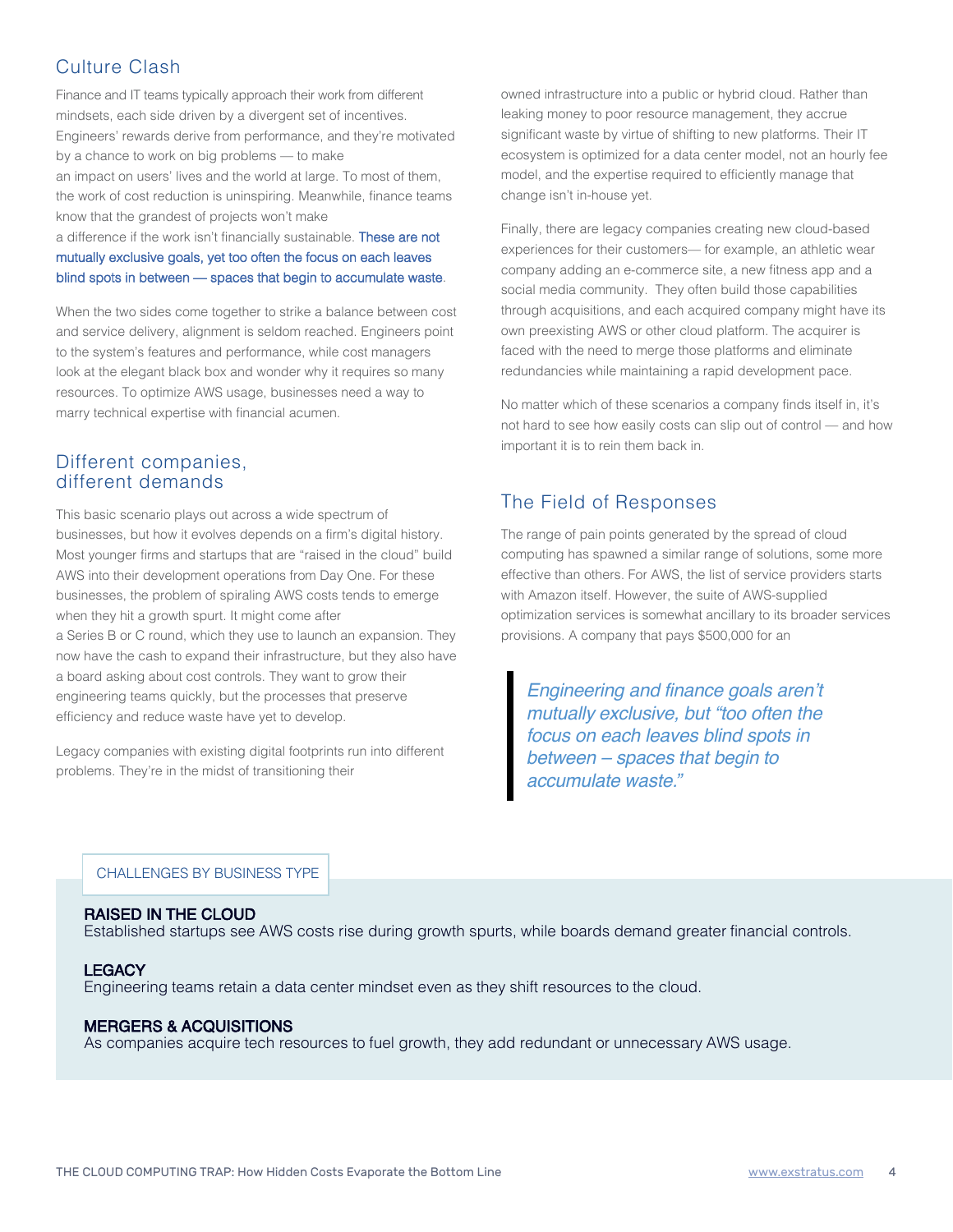## Culture Clash

Finance and IT teams typically approach their work from different mindsets, each side driven by a divergent set of incentives. Engineers' rewards derive from performance, and they're motivated by a chance to work on big problems — to make an impact on users' lives and the world at large. To most of them, the work of cost reduction is uninspiring. Meanwhile, finance teams know that the grandest of projects won't make a difference if the work isn't financially sustainable. These are not mutually exclusive goals, yet too often the focus on each leaves blind spots in between — spaces that begin to accumulate waste.

When the two sides come together to strike a balance between cost and service delivery, alignment is seldom reached. Engineers point to the system's features and performance, while cost managers look at the elegant black box and wonder why it requires so many resources. To optimize AWS usage, businesses need a way to marry technical expertise with financial acumen.

## Different companies, different demands

This basic scenario plays out across a wide spectrum of businesses, but how it evolves depends on a firm's digital history. Most younger firms and startups that are "raised in the cloud" build AWS into their development operations from Day One. For these businesses, the problem of spiraling AWS costs tends to emerge when they hit a growth spurt. It might come after a Series B or C round, which they use to launch an expansion. They now have the cash to expand their infrastructure, but they also have a board asking about cost controls. They want to grow their engineering teams quickly, but the processes that preserve efficiency and reduce waste have yet to develop.

Legacy companies with existing digital footprints run into different problems. They're in the midst of transitioning their owned infrastructure into a public or hybrid cloud. Rather than leaking money to poor resource management, they accrue significant waste by virtue of shifting to new platforms. Their IT ecosystem is optimized for a data center model, not an hourly fee model, and the expertise required to efficiently manage that change isn't in-house yet.

Finally, there are legacy companies creating new cloud-based experiences for their customers— for example, an athletic wear company adding an e-commerce site, a new fitness app and a social media community. They often build those capabilities through acquisitions, and each acquired company might have its own preexisting AWS or other cloud platform. The acquirer is faced with the need to merge those platforms and eliminate redundancies while maintaining a rapid development pace.

No matter which of these scenarios a company finds itself in, it's not hard to see how easily costs can slip out of control — and how important it is to rein them back in.

## The Field of Responses

The range of pain points generated by the spread of cloud computing has spawned a similar range of solutions, some more effective than others. For AWS, the list of service providers starts with Amazon itself. However, the suite of AWS-supplied optimization services is somewhat ancillary to its broader services provisions. A company that pays $500,000 for an

> *Engineering and finance goals aren't mutually exclusive, but "too often the focus on each leaves blind spots in between – spaces that begin to accumulate waste."*

### CHALLENGES BY BUSINESS TYPE

**RAISED IN THE CLOUD**
Established startups see AWS costs rise during growth spurts, while boards demand greater financial controls.

**LEGACY**
Engineering teams retain a data center mindset even as they shift resources to the cloud.

**MERGERS & ACQUISITIONS**
As companies acquire tech resources to fuel growth, they add redundant or unnecessary AWS usage.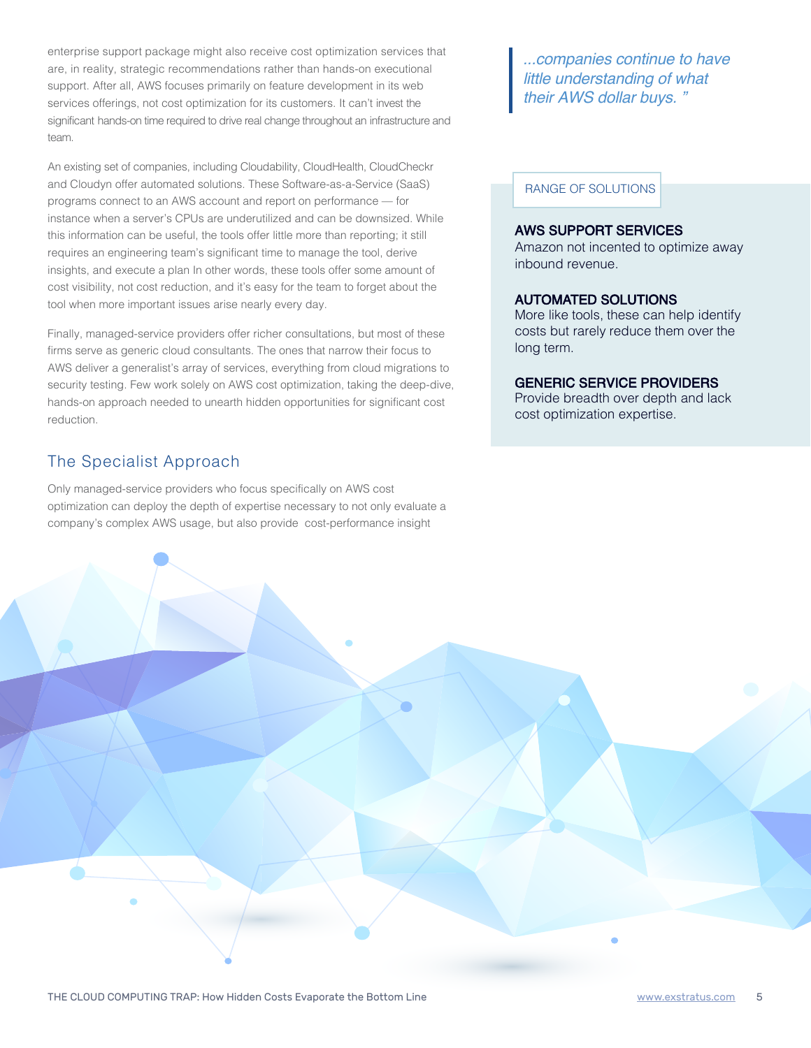enterprise support package might also receive cost optimization services that are, in reality, strategic recommendations rather than hands-on executional support. After all, AWS focuses primarily on feature development in its web services offerings, not cost optimization for its customers. It can't invest the significant hands-on time required to drive real change throughout an infrastructure and team.

An existing set of companies, including Cloudability, CloudHealth, CloudCheckr and Cloudyn offer automated solutions. These Software-as-a-Service (SaaS) programs connect to an AWS account and report on performance — for instance when a server's CPUs are underutilized and can be downsized. While this information can be useful, the tools offer little more than reporting; it still requires an engineering team's significant time to manage the tool, derive insights, and execute a plan In other words, these tools offer some amount of cost visibility, not cost reduction, and it's easy for the team to forget about the tool when more important issues arise nearly every day.

Finally, managed-service providers offer richer consultations, but most of these firms serve as generic cloud consultants. The ones that narrow their focus to AWS deliver a generalist's array of services, everything from cloud migrations to security testing. Few work solely on AWS cost optimization, taking the deep-dive, hands-on approach needed to unearth hidden opportunities for significant cost reduction.

> *...companies continue to have little understanding of what their AWS dollar buys. "*

RANGE OF SOLUTIONS

**AWS SUPPORT SERVICES**
Amazon not incented to optimize away inbound revenue.

**AUTOMATED SOLUTIONS**
More like tools, these can help identify costs but rarely reduce them over the long term.

**GENERIC SERVICE PROVIDERS**
Provide breadth over depth and lack cost optimization expertise.

## The Specialist Approach

Only managed-service providers who focus specifically on AWS cost optimization can deploy the depth of expertise necessary to not only evaluate a company's complex AWS usage, but also provide cost-performance insight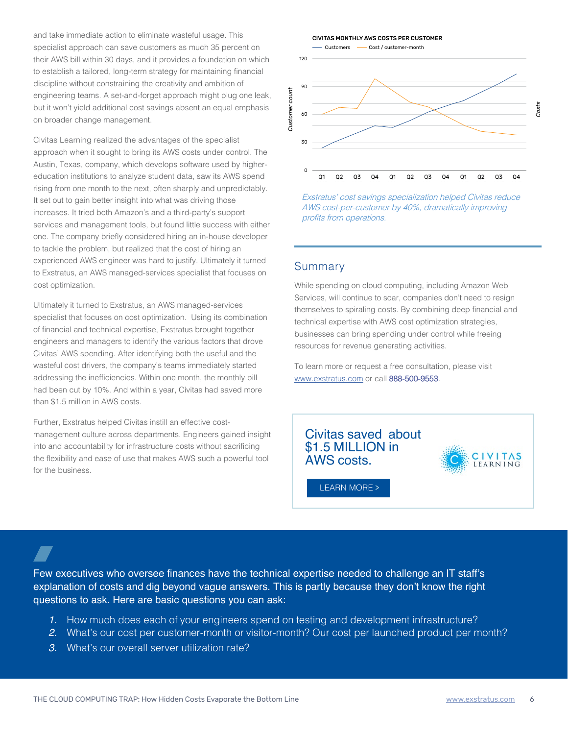and take immediate action to eliminate wasteful usage. This specialist approach can save customers as much 35 percent on their AWS bill within 30 days, and it provides a foundation on which to establish a tailored, long-term strategy for maintaining financial discipline without constraining the creativity and ambition of engineering teams. A set-and-forget approach might plug one leak, but it won't yield additional cost savings absent an equal emphasis on broader change management.

Civitas Learning realized the advantages of the specialist approach when it sought to bring its AWS costs under control. The Austin, Texas, company, which develops software used by higher-education institutions to analyze student data, saw its AWS spend rising from one month to the next, often sharply and unpredictably. It set out to gain better insight into what was driving those increases. It tried both Amazon's and a third-party's support services and management tools, but found little success with either one. The company briefly considered hiring an in-house developer to tackle the problem, but realized that the cost of hiring an experienced AWS engineer was hard to justify. Ultimately it turned to Exstratus, an AWS managed-services specialist that focuses on cost optimization.

Ultimately it turned to Exstratus, an AWS managed-services specialist that focuses on cost optimization. Using its combination of financial and technical expertise, Exstratus brought together engineers and managers to identify the various factors that drove Civitas' AWS spending. After identifying both the useful and the wasteful cost drivers, the company's teams immediately started addressing the inefficiencies. Within one month, the monthly bill had been cut by 10%. And within a year, Civitas had saved more than $1.5 million in AWS costs.

Further, Exstratus helped Civitas instill an effective cost-management culture across departments. Engineers gained insight into and accountability for infrastructure costs without sacrificing the flexibility and ease of use that makes AWS such a powerful tool for the business.

**CIVITAS MONTHLY AWS COSTS PER CUSTOMER**

*Exstratus' cost savings specialization helped Civitas reduce AWS cost-per-customer by 40%, dramatically improving profits from operations.*

## Summary

While spending on cloud computing, including Amazon Web Services, will continue to soar, companies don't need to resign themselves to spiraling costs. By combining deep financial and technical expertise with AWS cost optimization strategies, businesses can bring spending under control while freeing resources for revenue generating activities.

To learn more or request a free consultation, please visit www.exstratus.com or call 888-500-9553.

Civitas saved about $1.5 MILLION in AWS costs.

LEARN MORE >

CIVITAS LEARNING

Few executives who oversee finances have the technical expertise needed to challenge an IT staff's explanation of costs and dig beyond vague answers. This is partly because they don't know the right questions to ask. Here are basic questions you can ask:

1. How much does each of your engineers spend on testing and development infrastructure?
2. What's our cost per customer-month or visitor-month? Our cost per launched product per month?
3. What's our overall server utilization rate?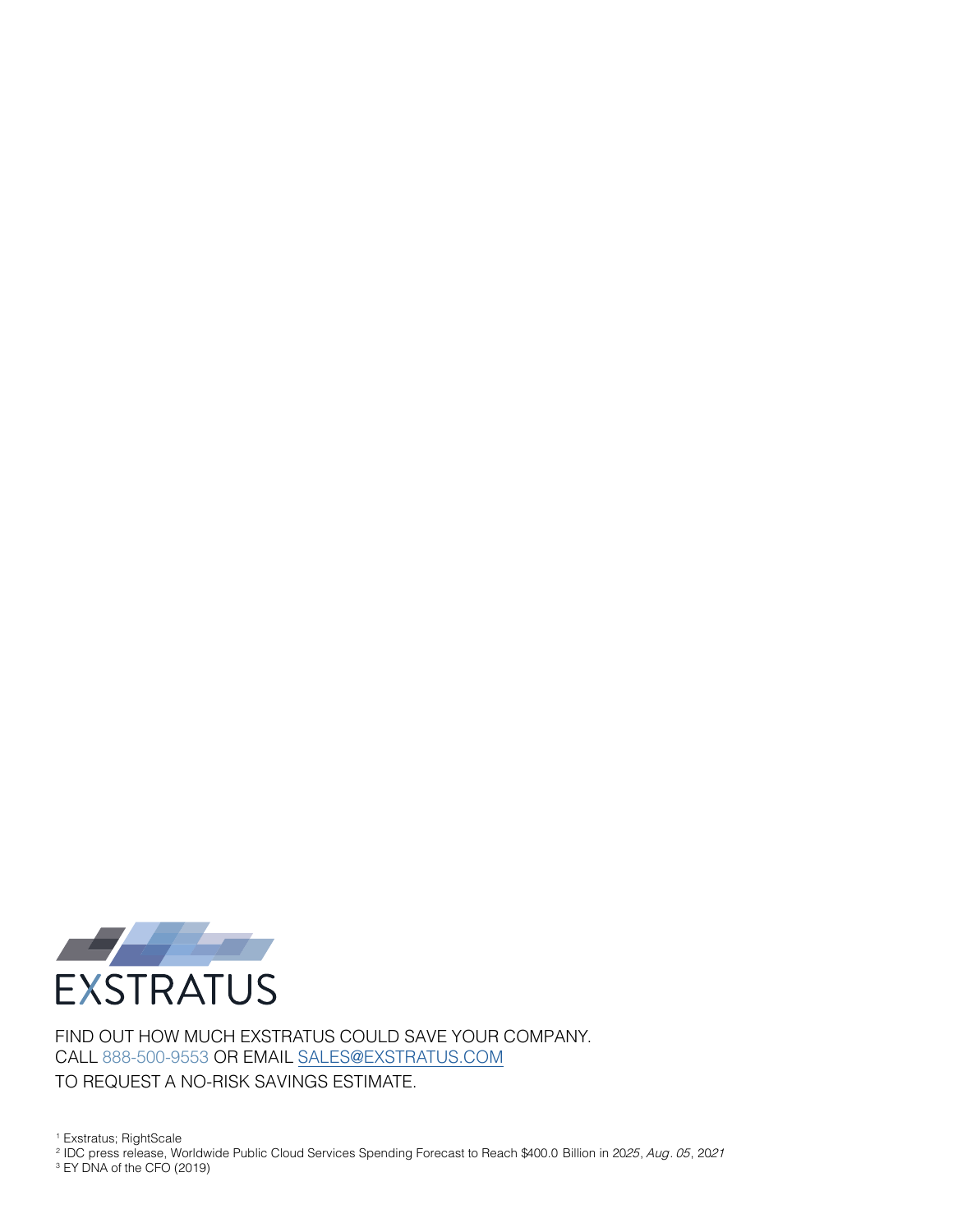EXSTRATUS

FIND OUT HOW MUCH EXSTRATUS COULD SAVE YOUR COMPANY.
CALL 888-500-9553 OR EMAIL SALES@EXSTRATUS.COM
TO REQUEST A NO-RISK SAVINGS ESTIMATE.

[1] Exstratus; RightScale
[2] IDC press release, Worldwide Public Cloud Services Spending Forecast to Reach $400.0 Billion in 2025, *Aug. 05*, 2021
[3] EY DNA of the CFO (2019)